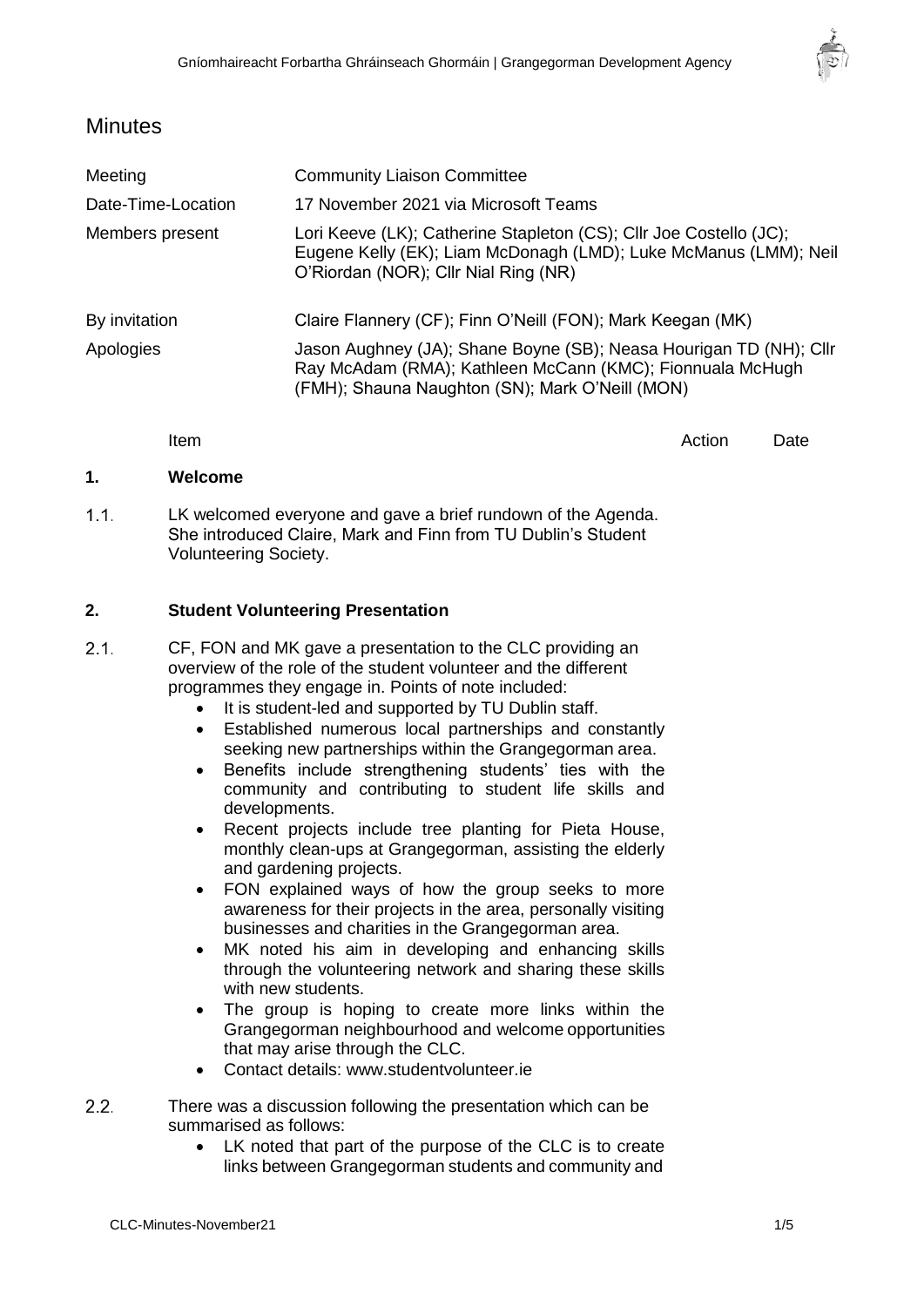# Minutes

| | |
|---|---|
| Meeting | Community Liaison Committee |
| Date-Time-Location | 17 November 2021 via Microsoft Teams |
| Members present | Lori Keeve (LK); Catherine Stapleton (CS); Cllr Joe Costello (JC); Eugene Kelly (EK); Liam McDonagh (LMD); Luke McManus (LMM); Neil O'Riordan (NOR); Cllr Nial Ring (NR) |
| By invitation | Claire Flannery (CF); Finn O'Neill (FON); Mark Keegan (MK) |
| Apologies | Jason Aughney (JA); Shane Boyne (SB); Neasa Hourigan TD (NH); Cllr Ray McAdam (RMA); Kathleen McCann (KMC); Fionnuala McHugh (FMH); Shauna Naughton (SN); Mark O'Neill (MON) |

| Item | Action | Date |
|---|---|---|

## 1. Welcome

1.1. LK welcomed everyone and gave a brief rundown of the Agenda. She introduced Claire, Mark and Finn from TU Dublin's Student Volunteering Society.

## 2. Student Volunteering Presentation

2.1. CF, FON and MK gave a presentation to the CLC providing an overview of the role of the student volunteer and the different programmes they engage in. Points of note included:

- It is student-led and supported by TU Dublin staff.
- Established numerous local partnerships and constantly seeking new partnerships within the Grangegorman area.
- Benefits include strengthening students' ties with the community and contributing to student life skills and developments.
- Recent projects include tree planting for Pieta House, monthly clean-ups at Grangegorman, assisting the elderly and gardening projects.
- FON explained ways of how the group seeks to more awareness for their projects in the area, personally visiting businesses and charities in the Grangegorman area.
- MK noted his aim in developing and enhancing skills through the volunteering network and sharing these skills with new students.
- The group is hoping to create more links within the Grangegorman neighbourhood and welcome opportunities that may arise through the CLC.
- Contact details: www.studentvolunteer.ie

2.2. There was a discussion following the presentation which can be summarised as follows:

- LK noted that part of the purpose of the CLC is to create links between Grangegorman students and community and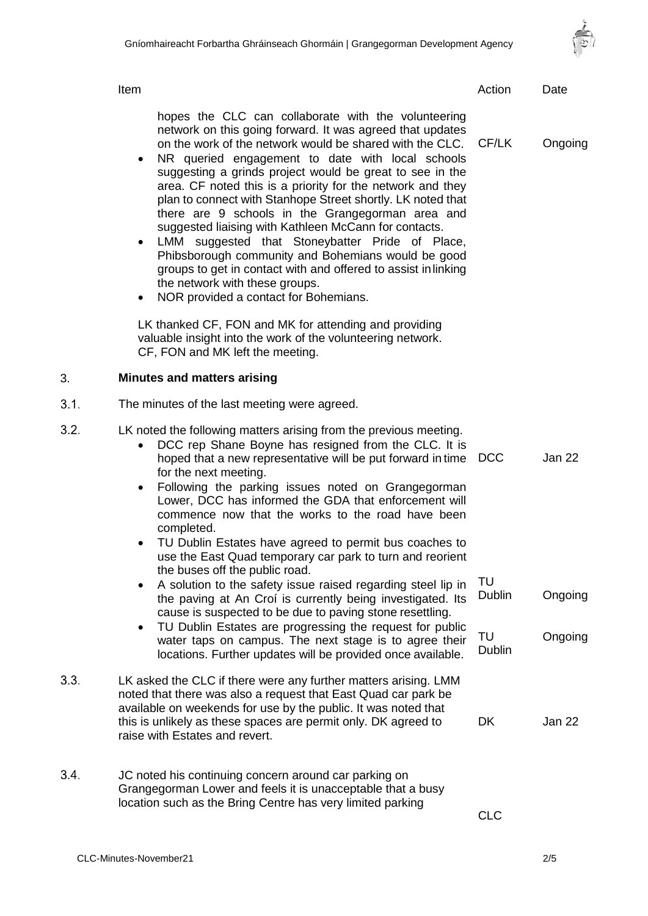| | Item | Action | Date |
|---|---|---|---|
| | hopes the CLC can collaborate with the volunteering network on this going forward. It was agreed that updates on the work of the network would be shared with the CLC. | CF/LK | Ongoing |
| | • NR queried engagement to date with local schools suggesting a grinds project would be great to see in the area. CF noted this is a priority for the network and they plan to connect with Stanhope Street shortly. LK noted that there are 9 schools in the Grangegorman area and suggested liaising with Kathleen McCann for contacts.<br>• LMM suggested that Stoneybatter Pride of Place, Phibsborough community and Bohemians would be good groups to get in contact with and offered to assist in linking the network with these groups.<br>• NOR provided a contact for Bohemians. | | |
| | LK thanked CF, FON and MK for attending and providing valuable insight into the work of the volunteering network. CF, FON and MK left the meeting. | | |
| 3. | **Minutes and matters arising** | | |
| 3.1. | The minutes of the last meeting were agreed. | | |
| 3.2. | LK noted the following matters arising from the previous meeting. | | |
| | • DCC rep Shane Boyne has resigned from the CLC. It is hoped that a new representative will be put forward in time for the next meeting. | DCC | Jan 22 |
| | • Following the parking issues noted on Grangegorman Lower, DCC has informed the GDA that enforcement will commence now that the works to the road have been completed.<br>• TU Dublin Estates have agreed to permit bus coaches to use the East Quad temporary car park to turn and reorient the buses off the public road. | | |
| | • A solution to the safety issue raised regarding steel lip in the paving at An Croí is currently being investigated. Its cause is suspected to be due to paving stone resettling. | TU Dublin | Ongoing |
| | • TU Dublin Estates are progressing the request for public water taps on campus. The next stage is to agree their locations. Further updates will be provided once available. | TU Dublin | Ongoing |
| 3.3. | LK asked the CLC if there were any further matters arising. LMM noted that there was also a request that East Quad car park be available on weekends for use by the public. It was noted that this is unlikely as these spaces are permit only. DK agreed to raise with Estates and revert. | DK | Jan 22 |
| 3.4. | JC noted his continuing concern around car parking on Grangegorman Lower and feels it is unacceptable that a busy location such as the Bring Centre has very limited parking | CLC | |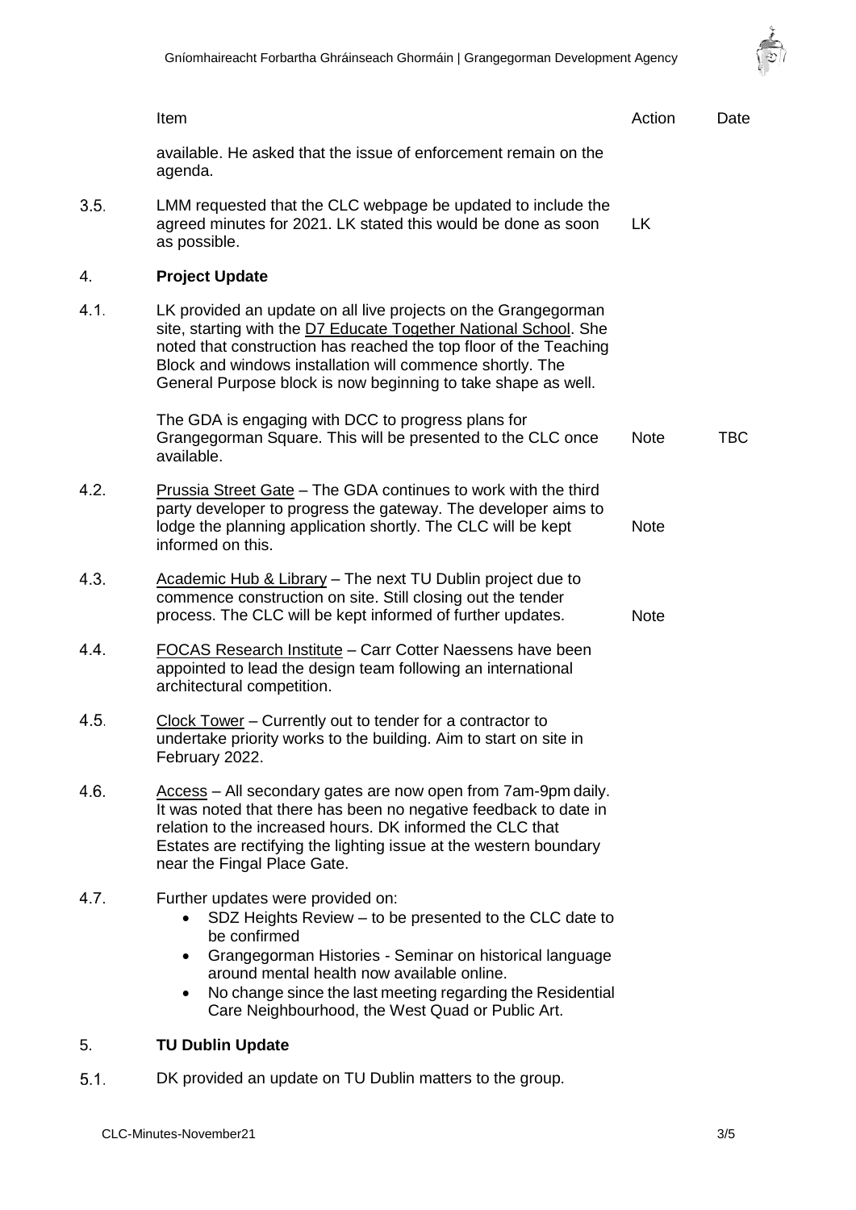| | Item | Action | Date |
|---|---|---|---|
| | available. He asked that the issue of enforcement remain on the agenda. | | |
| 3.5. | LMM requested that the CLC webpage be updated to include the agreed minutes for 2021. LK stated this would be done as soon as possible. | LK | |
| 4. | **Project Update** | | |
| 4.1. | LK provided an update on all live projects on the Grangegorman site, starting with the D7 Educate Together National School. She noted that construction has reached the top floor of the Teaching Block and windows installation will commence shortly. The General Purpose block is now beginning to take shape as well. | | |
| | The GDA is engaging with DCC to progress plans for Grangegorman Square. This will be presented to the CLC once available. | Note | TBC |
| 4.2. | Prussia Street Gate – The GDA continues to work with the third party developer to progress the gateway. The developer aims to lodge the planning application shortly. The CLC will be kept informed on this. | Note | |
| 4.3. | Academic Hub & Library – The next TU Dublin project due to commence construction on site. Still closing out the tender process. The CLC will be kept informed of further updates. | Note | |
| 4.4. | FOCAS Research Institute – Carr Cotter Naessens have been appointed to lead the design team following an international architectural competition. | | |
| 4.5. | Clock Tower – Currently out to tender for a contractor to undertake priority works to the building. Aim to start on site in February 2022. | | |
| 4.6. | Access – All secondary gates are now open from 7am-9pm daily. It was noted that there has been no negative feedback to date in relation to the increased hours. DK informed the CLC that Estates are rectifying the lighting issue at the western boundary near the Fingal Place Gate. | | |
| 4.7. | Further updates were provided on:<br>• SDZ Heights Review – to be presented to the CLC date to be confirmed<br>• Grangegorman Histories - Seminar on historical language around mental health now available online.<br>• No change since the last meeting regarding the Residential Care Neighbourhood, the West Quad or Public Art. | | |
| 5. | **TU Dublin Update** | | |
| 5.1. | DK provided an update on TU Dublin matters to the group. | | |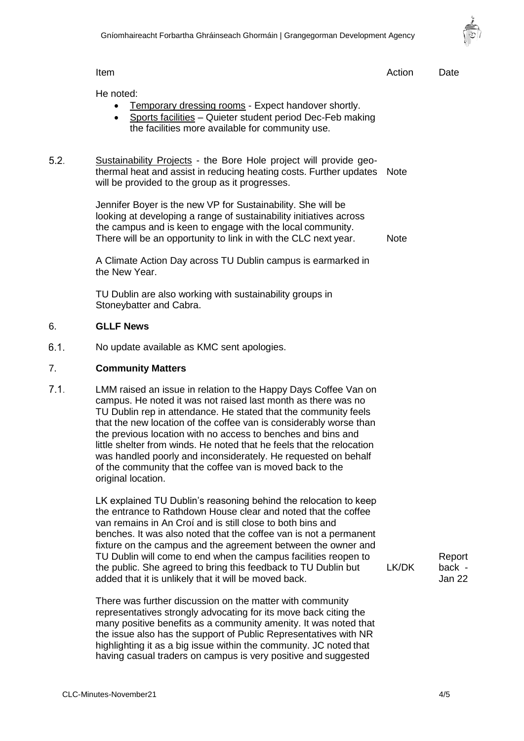| | Item | Action | Date |
|---|---|---|---|
| | He noted:<br>• Temporary dressing rooms - Expect handover shortly.<br>• Sports facilities – Quieter student period Dec-Feb making the facilities more available for community use. | | |
| 5.2. | Sustainability Projects - the Bore Hole project will provide geo-thermal heat and assist in reducing heating costs. Further updates will be provided to the group as it progresses. | Note | |
| | Jennifer Boyer is the new VP for Sustainability. She will be looking at developing a range of sustainability initiatives across the campus and is keen to engage with the local community. There will be an opportunity to link in with the CLC next year. | Note | |
| | A Climate Action Day across TU Dublin campus is earmarked in the New Year. | | |
| | TU Dublin are also working with sustainability groups in Stoneybatter and Cabra. | | |
| 6. | **GLLF News** | | |
| 6.1. | No update available as KMC sent apologies. | | |
| 7. | **Community Matters** | | |
| 7.1. | LMM raised an issue in relation to the Happy Days Coffee Van on campus. He noted it was not raised last month as there was no TU Dublin rep in attendance. He stated that the community feels that the new location of the coffee van is considerably worse than the previous location with no access to benches and bins and little shelter from winds. He noted that he feels that the relocation was handled poorly and inconsiderately. He requested on behalf of the community that the coffee van is moved back to the original location. | | |
| | LK explained TU Dublin's reasoning behind the relocation to keep the entrance to Rathdown House clear and noted that the coffee van remains in An Croí and is still close to both bins and benches. It was also noted that the coffee van is not a permanent fixture on the campus and the agreement between the owner and TU Dublin will come to end when the campus facilities reopen to the public. She agreed to bring this feedback to TU Dublin but added that it is unlikely that it will be moved back. | LK/DK | Report back - Jan 22 |
| | There was further discussion on the matter with community representatives strongly advocating for its move back citing the many positive benefits as a community amenity. It was noted that the issue also has the support of Public Representatives with NR highlighting it as a big issue within the community. JC noted that having casual traders on campus is very positive and suggested | | |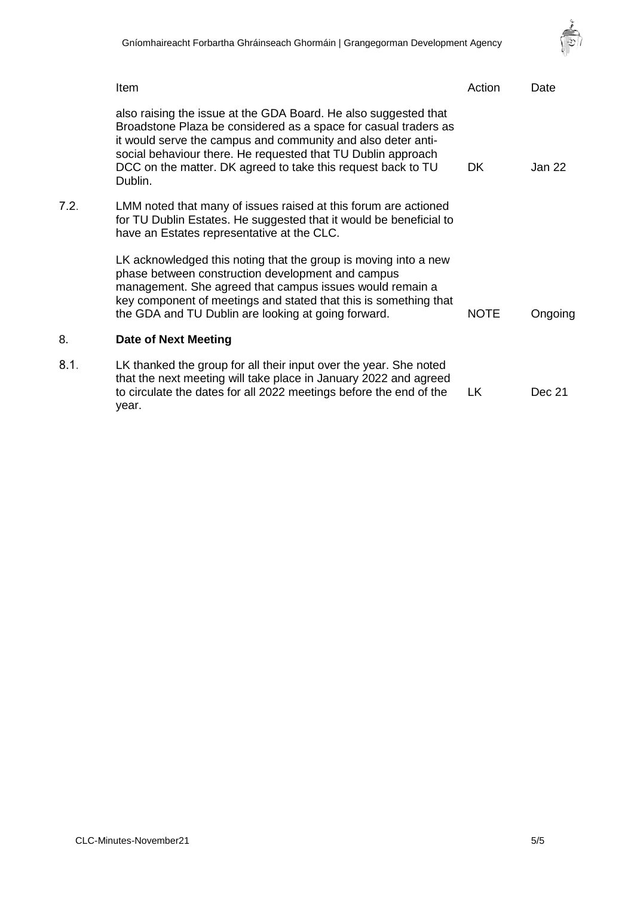| | Item | Action | Date |
|---|---|---|---|
| | also raising the issue at the GDA Board. He also suggested that Broadstone Plaza be considered as a space for casual traders as it would serve the campus and community and also deter anti-social behaviour there. He requested that TU Dublin approach DCC on the matter. DK agreed to take this request back to TU Dublin. | DK | Jan 22 |
| 7.2. | LMM noted that many of issues raised at this forum are actioned for TU Dublin Estates. He suggested that it would be beneficial to have an Estates representative at the CLC.<br><br>LK acknowledged this noting that the group is moving into a new phase between construction development and campus management. She agreed that campus issues would remain a key component of meetings and stated that this is something that the GDA and TU Dublin are looking at going forward. | NOTE | Ongoing |
| 8. | **Date of Next Meeting** | | |
| 8.1. | LK thanked the group for all their input over the year. She noted that the next meeting will take place in January 2022 and agreed to circulate the dates for all 2022 meetings before the end of the year. | LK | Dec 21 |